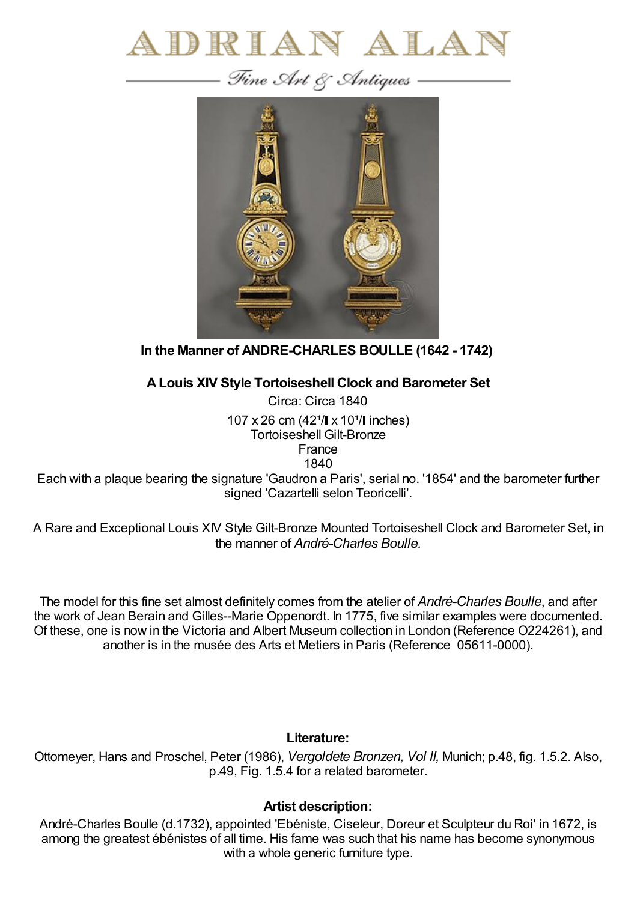# ADRIAN ALAN

*Fine Art & Antiques*

**In the Manner of ANDRE-CHARLES BOULLE (1642 - 1742)**

**A Louis XIV Style Tortoiseshell Clock and Barometer Set**

Circa: Circa 1840

107 x 26 cm (42¹/ x 10¹/ inches)

Tortoiseshell Gilt-Bronze

France

1840

Each with a plaque bearing the signature 'Gaudron a Paris', serial no. '1854' and the barometer further signed 'Cazartelli selon Teoricelli'.

A Rare and Exceptional Louis XIV Style Gilt-Bronze Mounted Tortoiseshell Clock and Barometer Set, in the manner of *André-Charles Boulle.*

The model for this fine set almost definitely comes from the atelier of *André-Charles Boulle*, and after the work of Jean Berain and Gilles--Marie Oppenordt. In 1775, five similar examples were documented. Of these, one is now in the Victoria and Albert Museum collection in London (Reference O224261), and another is in the musée des Arts et Metiers in Paris (Reference 05611-0000).

**Literature:**

Ottomeyer, Hans and Proschel, Peter (1986), *Vergoldete Bronzen, Vol II,* Munich; p.48, fig. 1.5.2. Also, p.49, Fig. 1.5.4 for a related barometer.

**Artist description:**

André-Charles Boulle (d.1732), appointed 'Ebéniste, Ciseleur, Doreur et Sculpteur du Roi' in 1672, is among the greatest ébénistes of all time. His fame was such that his name has become synonymous with a whole generic furniture type.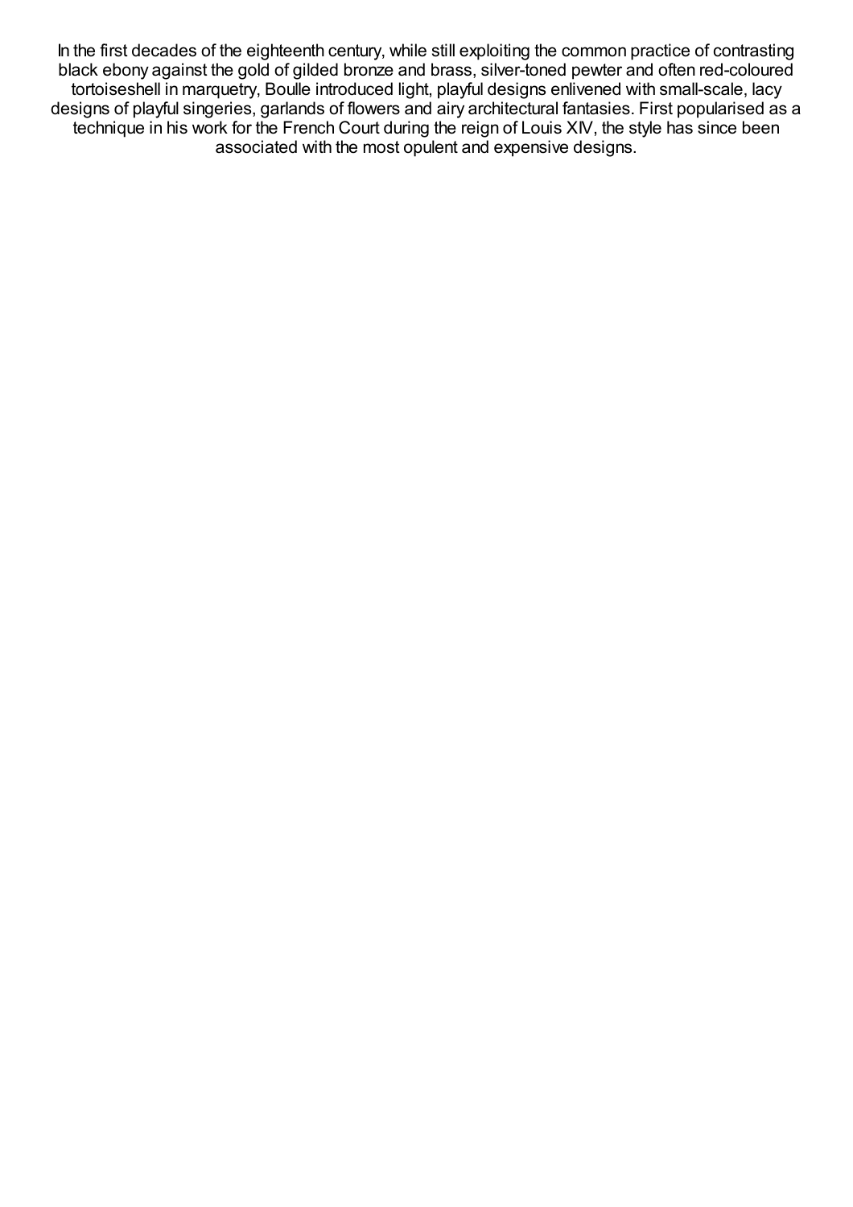In the first decades of the eighteenth century, while still exploiting the common practice of contrasting black ebony against the gold of gilded bronze and brass, silver-toned pewter and often red-coloured tortoiseshell in marquetry, Boulle introduced light, playful designs enlivened with small-scale, lacy designs of playful singeries, garlands of flowers and airy architectural fantasies. First popularised as a technique in his work for the French Court during the reign of Louis XIV, the style has since been associated with the most opulent and expensive designs.